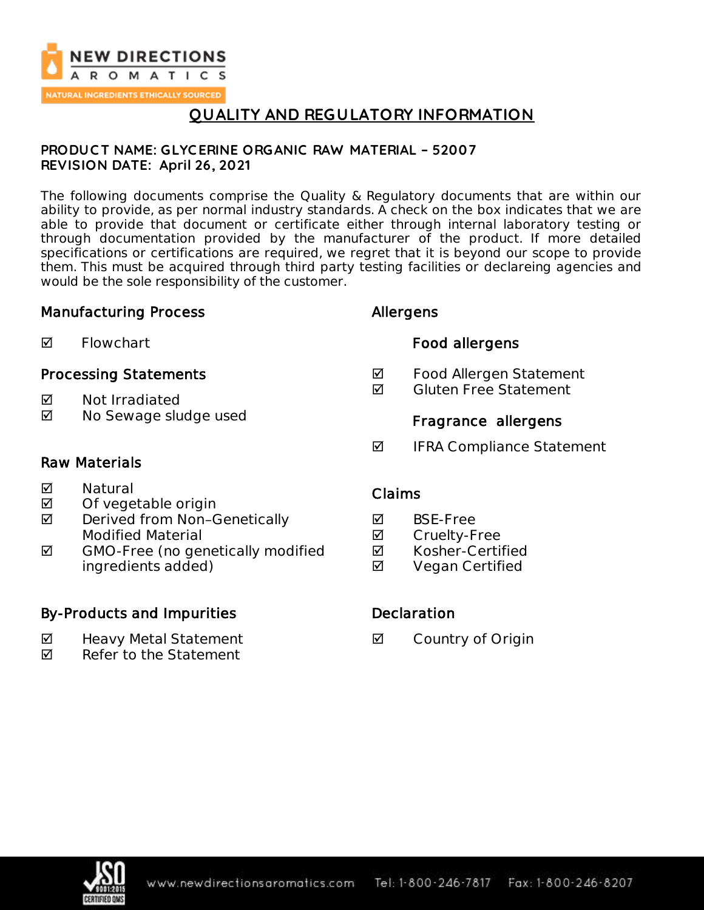# QUALITY AND REGULATORY INFORMATION

**PRODUCT NAME: GLYCERINE ORGANIC RAW MATERIAL – 52007**
**REVISION DATE: April 26, 2021**

The following documents comprise the Quality & Regulatory documents that are within our ability to provide, as per normal industry standards. A check on the box indicates that we are able to provide that document or certificate either through internal laboratory testing or through documentation provided by the manufacturer of the product. If more detailed specifications or certifications are required, we regret that it is beyond our scope to provide them. This must be acquired through third party testing facilities or declareing agencies and would be the sole responsibility of the customer.

## Manufacturing Process

☑ Flowchart

## Processing Statements

☑ Not Irradiated
☑ No Sewage sludge used

## Raw Materials

☑ Natural
☑ Of vegetable origin
☑ Derived from Non–Genetically Modified Material
☑ GMO-Free (no genetically modified ingredients added)

## By-Products and Impurities

☑ Heavy Metal Statement
☑ Refer to the Statement

## Allergens

### Food allergens

☑ Food Allergen Statement
☑ Gluten Free Statement

### Fragrance allergens

☑ IFRA Compliance Statement

## Claims

☑ BSE-Free
☑ Cruelty-Free
☑ Kosher-Certified
☑ Vegan Certified

## Declaration

☑ Country of Origin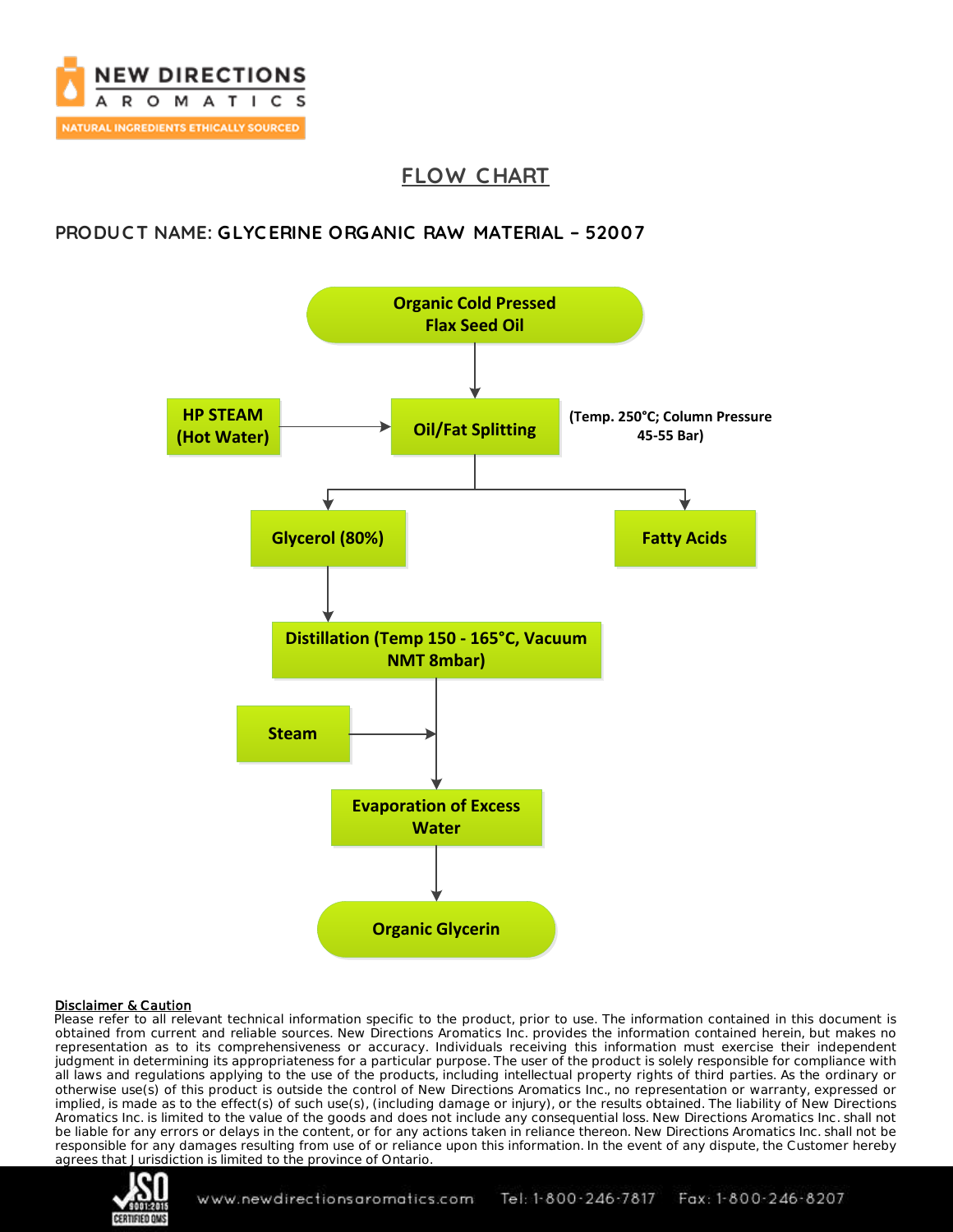# FLOW CHART

**PRODUCT NAME: GLYCERINE ORGANIC RAW MATERIAL – 52007**

**Organic Cold Pressed Flax Seed Oil**

↓

**HP STEAM (Hot Water)** → **Oil/Fat Splitting** **(Temp. 250°C; Column Pressure 45-55 Bar)**

↓

**Glycerol (80%)** | **Fatty Acids**

↓ (Glycerol (80%))

**Distillation (Temp 150 - 165°C, Vacuum NMT 8mbar)**

↓

**Steam** →

↓

**Evaporation of Excess Water**

↓

**Organic Glycerin**

**Disclaimer & Caution**

Please refer to all relevant technical information specific to the product, prior to use. The information contained in this document is obtained from current and reliable sources. New Directions Aromatics Inc. provides the information contained herein, but makes no representation as to its comprehensiveness or accuracy. Individuals receiving this information must exercise their independent judgment in determining its appropriateness for a particular purpose. The user of the product is solely responsible for compliance with all laws and regulations applying to the use of the products, including intellectual property rights of third parties. As the ordinary or otherwise use(s) of this product is outside the control of New Directions Aromatics Inc., no representation or warranty, expressed or implied, is made as to the effect(s) of such use(s), (including damage or injury), or the results obtained. The liability of New Directions Aromatics Inc. is limited to the value of the goods and does not include any consequential loss. New Directions Aromatics Inc. shall not be liable for any errors or delays in the content, or for any actions taken in reliance thereon. New Directions Aromatics Inc. shall not be responsible for any damages resulting from use of or reliance upon this information. In the event of any dispute, the Customer hereby agrees that Jurisdiction is limited to the province of Ontario.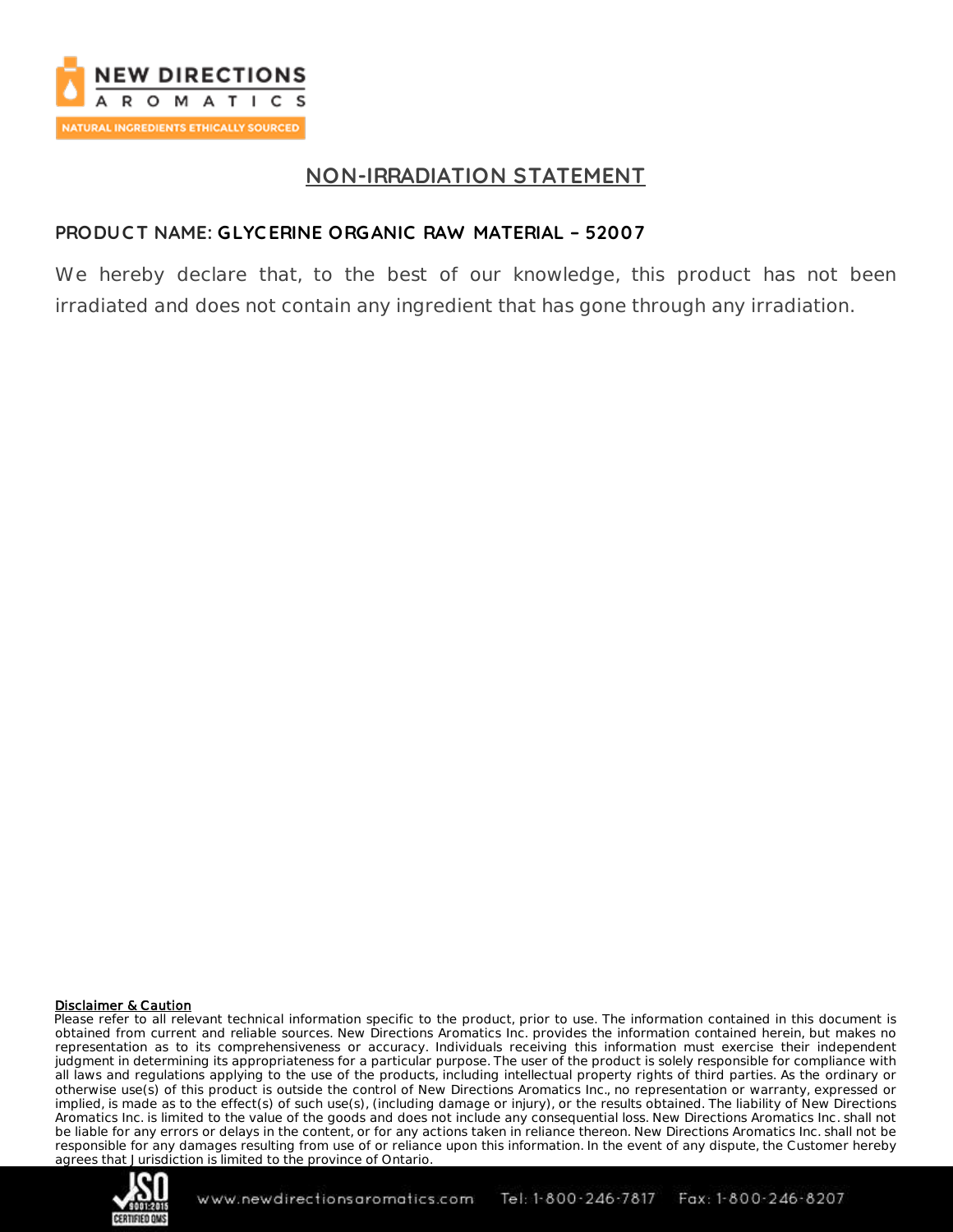# NON-IRRADIATION STATEMENT

**PRODUCT NAME: GLYCERINE ORGANIC RAW MATERIAL – 52007**

We hereby declare that, to the best of our knowledge, this product has not been irradiated and does not contain any ingredient that has gone through any irradiation.

**Disclaimer & Caution**

Please refer to all relevant technical information specific to the product, prior to use. The information contained in this document is obtained from current and reliable sources. New Directions Aromatics Inc. provides the information contained herein, but makes no representation as to its comprehensiveness or accuracy. Individuals receiving this information must exercise their independent judgment in determining its appropriateness for a particular purpose. The user of the product is solely responsible for compliance with all laws and regulations applying to the use of the products, including intellectual property rights of third parties. As the ordinary or otherwise use(s) of this product is outside the control of New Directions Aromatics Inc., no representation or warranty, expressed or implied, is made as to the effect(s) of such use(s), (including damage or injury), or the results obtained. The liability of New Directions Aromatics Inc. is limited to the value of the goods and does not include any consequential loss. New Directions Aromatics Inc. shall not be liable for any errors or delays in the content, or for any actions taken in reliance thereon. New Directions Aromatics Inc. shall not be responsible for any damages resulting from use of or reliance upon this information. In the event of any dispute, the Customer hereby agrees that Jurisdiction is limited to the province of Ontario.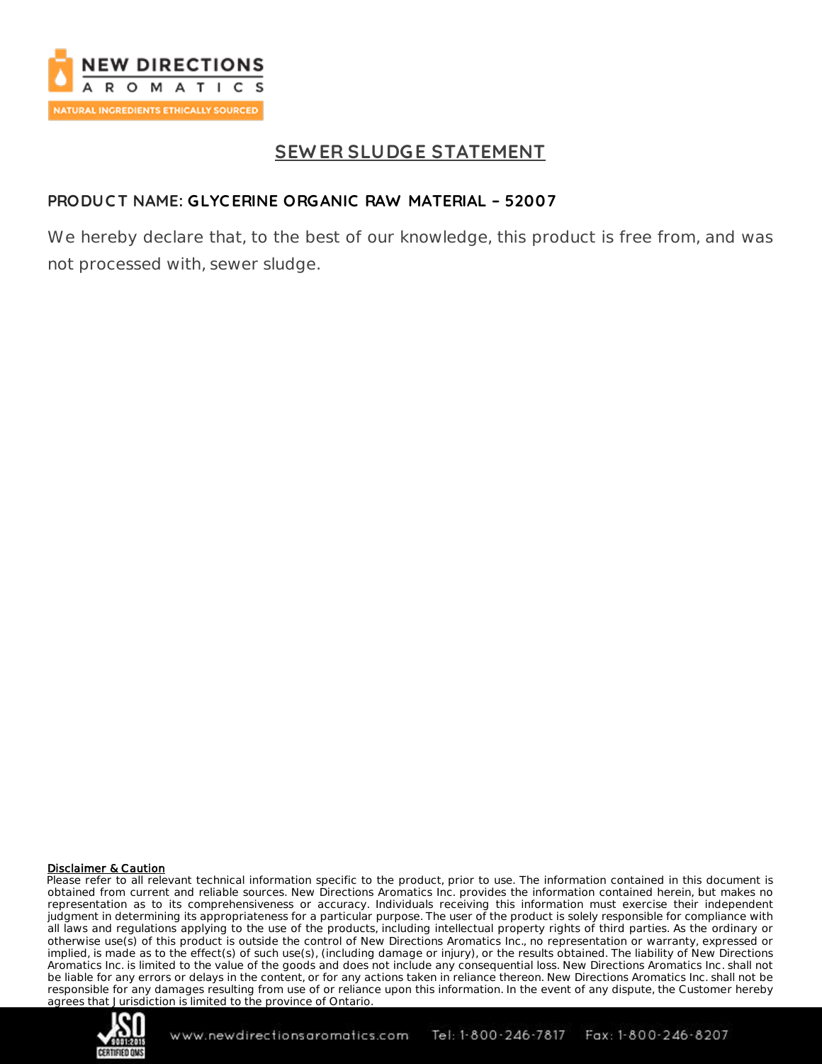# SEWER SLUDGE STATEMENT

**PRODUCT NAME: GLYCERINE ORGANIC RAW MATERIAL – 52007**

We hereby declare that, to the best of our knowledge, this product is free from, and was not processed with, sewer sludge.

**Disclaimer & Caution**

Please refer to all relevant technical information specific to the product, prior to use. The information contained in this document is obtained from current and reliable sources. New Directions Aromatics Inc. provides the information contained herein, but makes no representation as to its comprehensiveness or accuracy. Individuals receiving this information must exercise their independent judgment in determining its appropriateness for a particular purpose. The user of the product is solely responsible for compliance with all laws and regulations applying to the use of the products, including intellectual property rights of third parties. As the ordinary or otherwise use(s) of this product is outside the control of New Directions Aromatics Inc., no representation or warranty, expressed or implied, is made as to the effect(s) of such use(s), (including damage or injury), or the results obtained. The liability of New Directions Aromatics Inc. is limited to the value of the goods and does not include any consequential loss. New Directions Aromatics Inc. shall not be liable for any errors or delays in the content, or for any actions taken in reliance thereon. New Directions Aromatics Inc. shall not be responsible for any damages resulting from use of or reliance upon this information. In the event of any dispute, the Customer hereby agrees that Jurisdiction is limited to the province of Ontario.

www.newdirectionsaromatics.com Tel: 1-800-246-7817 Fax: 1-800-246-8207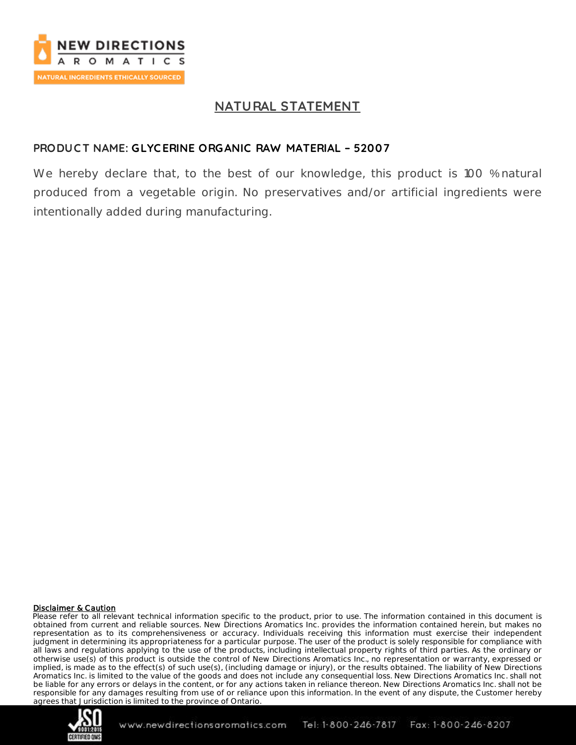## NATURAL STATEMENT

**PRODUCT NAME: GLYCERINE ORGANIC RAW MATERIAL – 52007**

We hereby declare that, to the best of our knowledge, this product is 100 % natural produced from a vegetable origin. No preservatives and/or artificial ingredients were intentionally added during manufacturing.

**Disclaimer & Caution**

Please refer to all relevant technical information specific to the product, prior to use. The information contained in this document is obtained from current and reliable sources. New Directions Aromatics Inc. provides the information contained herein, but makes no representation as to its comprehensiveness or accuracy. Individuals receiving this information must exercise their independent judgment in determining its appropriateness for a particular purpose. The user of the product is solely responsible for compliance with all laws and regulations applying to the use of the products, including intellectual property rights of third parties. As the ordinary or otherwise use(s) of this product is outside the control of New Directions Aromatics Inc., no representation or warranty, expressed or implied, is made as to the effect(s) of such use(s), (including damage or injury), or the results obtained. The liability of New Directions Aromatics Inc. is limited to the value of the goods and does not include any consequential loss. New Directions Aromatics Inc. shall not be liable for any errors or delays in the content, or for any actions taken in reliance thereon. New Directions Aromatics Inc. shall not be responsible for any damages resulting from use of or reliance upon this information. In the event of any dispute, the Customer hereby agrees that Jurisdiction is limited to the province of Ontario.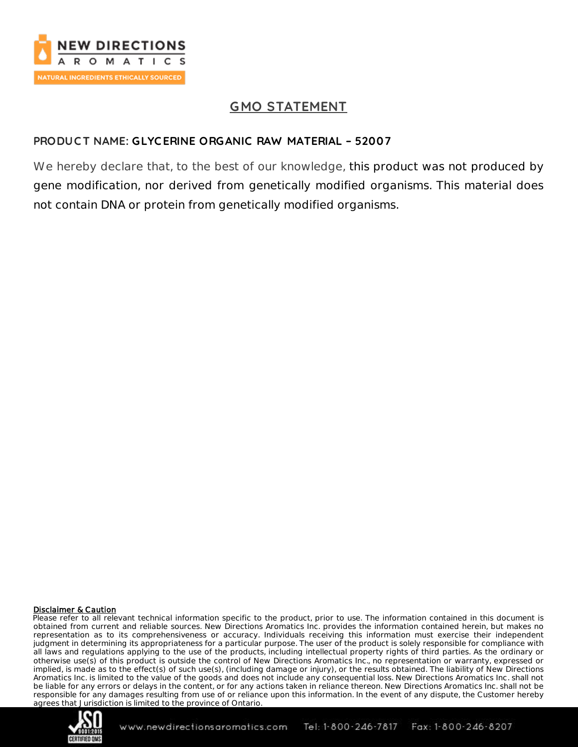# GMO STATEMENT

**PRODUCT NAME: GLYCERINE ORGANIC RAW MATERIAL – 52007**

We hereby declare that, to the best of our knowledge, this product was not produced by gene modification, nor derived from genetically modified organisms. This material does not contain DNA or protein from genetically modified organisms.

**Disclaimer & Caution**

Please refer to all relevant technical information specific to the product, prior to use. The information contained in this document is obtained from current and reliable sources. New Directions Aromatics Inc. provides the information contained herein, but makes no representation as to its comprehensiveness or accuracy. Individuals receiving this information must exercise their independent judgment in determining its appropriateness for a particular purpose. The user of the product is solely responsible for compliance with all laws and regulations applying to the use of the products, including intellectual property rights of third parties. As the ordinary or otherwise use(s) of this product is outside the control of New Directions Aromatics Inc., no representation or warranty, expressed or implied, is made as to the effect(s) of such use(s), (including damage or injury), or the results obtained. The liability of New Directions Aromatics Inc. is limited to the value of the goods and does not include any consequential loss. New Directions Aromatics Inc. shall not be liable for any errors or delays in the content, or for any actions taken in reliance thereon. New Directions Aromatics Inc. shall not be responsible for any damages resulting from use of or reliance upon this information. In the event of any dispute, the Customer hereby agrees that Jurisdiction is limited to the province of Ontario.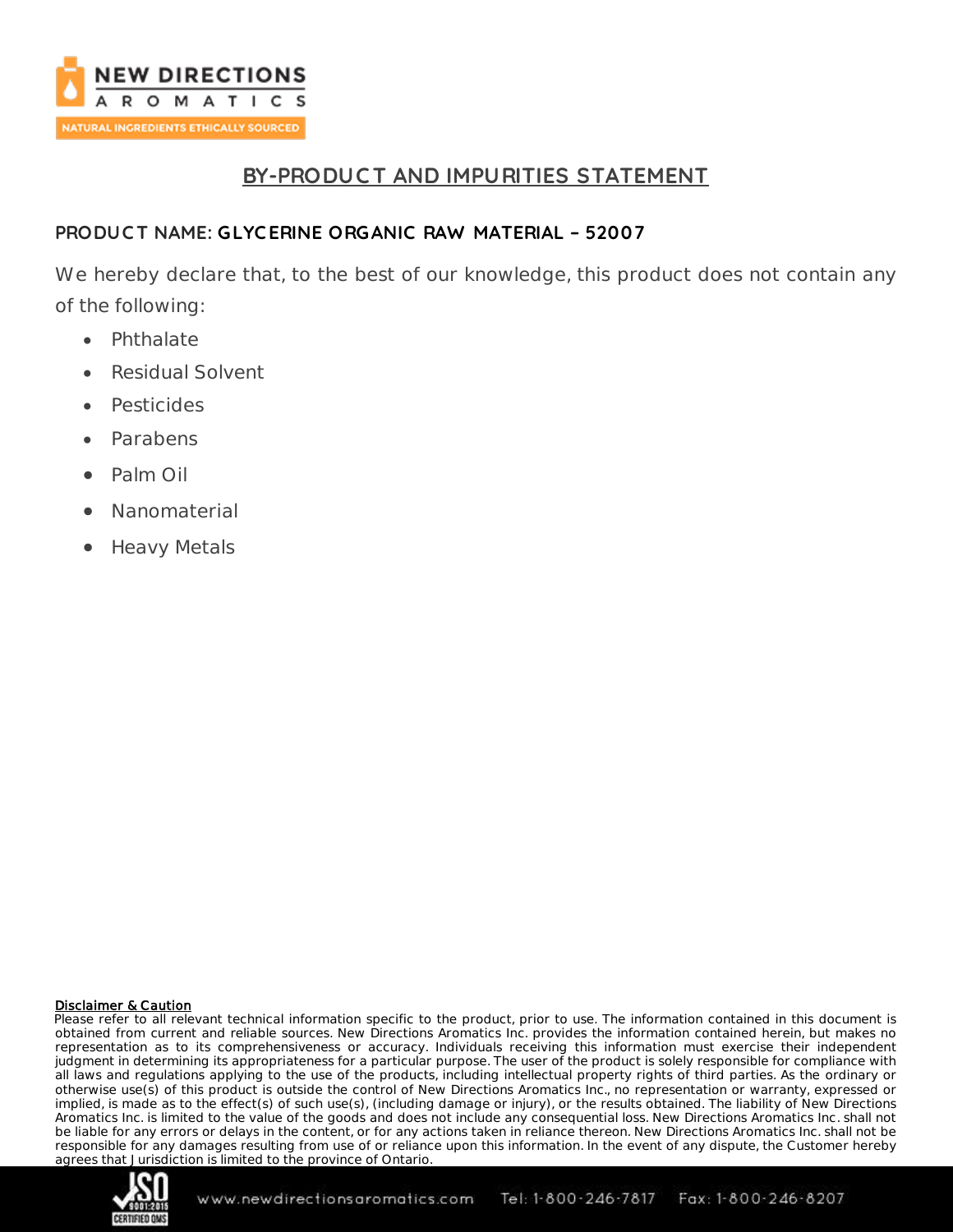# BY-PRODUCT AND IMPURITIES STATEMENT

**PRODUCT NAME: GLYCERINE ORGANIC RAW MATERIAL – 52007**

We hereby declare that, to the best of our knowledge, this product does not contain any of the following:

- Phthalate
- Residual Solvent
- Pesticides
- Parabens
- Palm Oil
- Nanomaterial
- Heavy Metals

**Disclaimer & Caution**

Please refer to all relevant technical information specific to the product, prior to use. The information contained in this document is obtained from current and reliable sources. New Directions Aromatics Inc. provides the information contained herein, but makes no representation as to its comprehensiveness or accuracy. Individuals receiving this information must exercise their independent judgment in determining its appropriateness for a particular purpose. The user of the product is solely responsible for compliance with all laws and regulations applying to the use of the products, including intellectual property rights of third parties. As the ordinary or otherwise use(s) of this product is outside the control of New Directions Aromatics Inc., no representation or warranty, expressed or implied, is made as to the effect(s) of such use(s), (including damage or injury), or the results obtained. The liability of New Directions Aromatics Inc. is limited to the value of the goods and does not include any consequential loss. New Directions Aromatics Inc. shall not be liable for any errors or delays in the content, or for any actions taken in reliance thereon. New Directions Aromatics Inc. shall not be responsible for any damages resulting from use of or reliance upon this information. In the event of any dispute, the Customer hereby agrees that Jurisdiction is limited to the province of Ontario.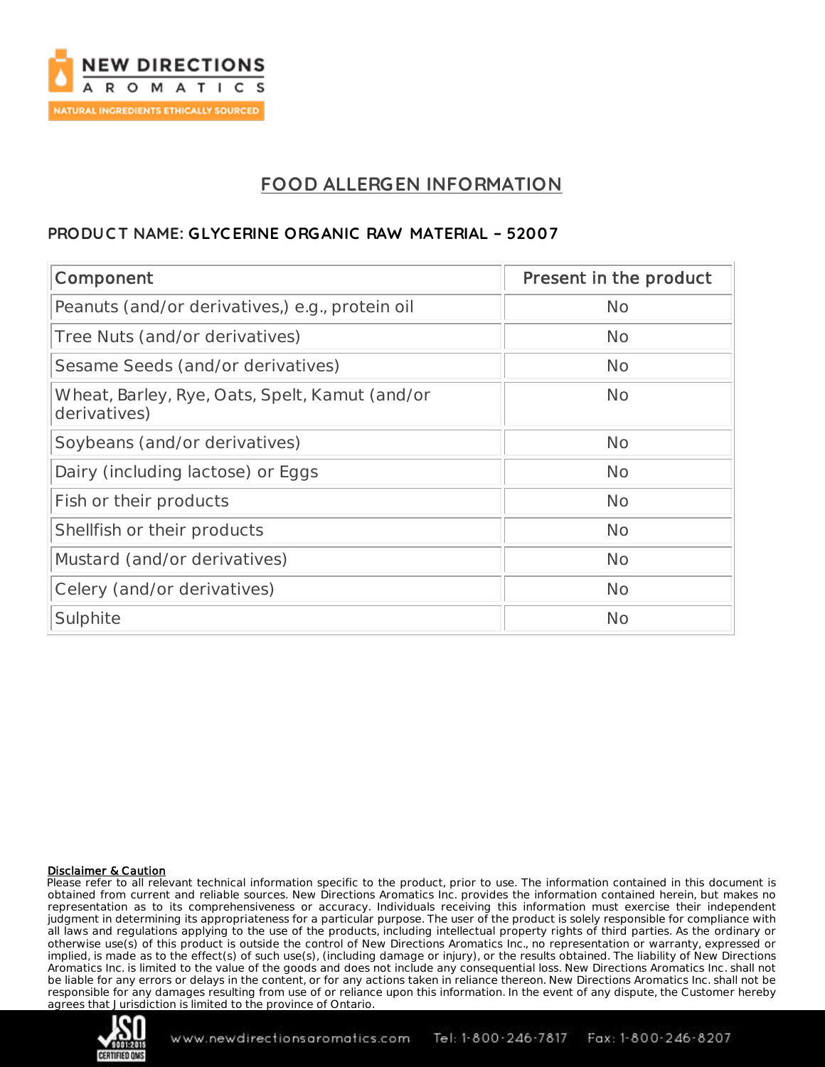# FOOD ALLERGEN INFORMATION

**PRODUCT NAME: GLYCERINE ORGANIC RAW MATERIAL – 52007**

| Component | Present in the product |
|---|---|
| Peanuts (and/or derivatives,) e.g., protein oil | No |
| Tree Nuts (and/or derivatives) | No |
| Sesame Seeds (and/or derivatives) | No |
| Wheat, Barley, Rye, Oats, Spelt, Kamut (and/or derivatives) | No |
| Soybeans (and/or derivatives) | No |
| Dairy (including lactose) or Eggs | No |
| Fish or their products | No |
| Shellfish or their products | No |
| Mustard (and/or derivatives) | No |
| Celery (and/or derivatives) | No |
| Sulphite | No |

**Disclaimer & Caution**

Please refer to all relevant technical information specific to the product, prior to use. The information contained in this document is obtained from current and reliable sources. New Directions Aromatics Inc. provides the information contained herein, but makes no representation as to its comprehensiveness or accuracy. Individuals receiving this information must exercise their independent judgment in determining its appropriateness for a particular purpose. The user of the product is solely responsible for compliance with all laws and regulations applying to the use of the products, including intellectual property rights of third parties. As the ordinary or otherwise use(s) of this product is outside the control of New Directions Aromatics Inc., no representation or warranty, expressed or implied, is made as to the effect(s) of such use(s), (including damage or injury), or the results obtained. The liability of New Directions Aromatics Inc. is limited to the value of the goods and does not include any consequential loss. New Directions Aromatics Inc. shall not be liable for any errors or delays in the content, or for any actions taken in reliance thereon. New Directions Aromatics Inc. shall not be responsible for any damages resulting from use of or reliance upon this information. In the event of any dispute, the Customer hereby agrees that Jurisdiction is limited to the province of Ontario.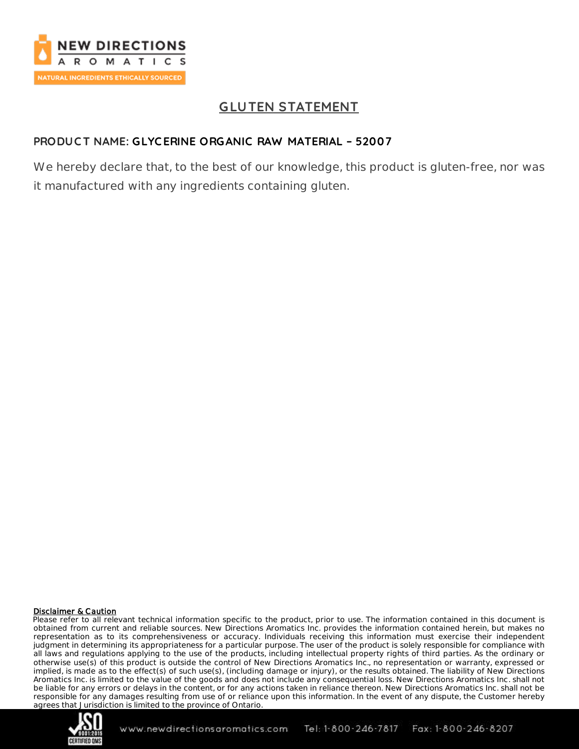# GLUTEN STATEMENT

**PRODUCT NAME: GLYCERINE ORGANIC RAW MATERIAL – 52007**

We hereby declare that, to the best of our knowledge, this product is gluten-free, nor was it manufactured with any ingredients containing gluten.

**Disclaimer & Caution**

Please refer to all relevant technical information specific to the product, prior to use. The information contained in this document is obtained from current and reliable sources. New Directions Aromatics Inc. provides the information contained herein, but makes no representation as to its comprehensiveness or accuracy. Individuals receiving this information must exercise their independent judgment in determining its appropriateness for a particular purpose. The user of the product is solely responsible for compliance with all laws and regulations applying to the use of the products, including intellectual property rights of third parties. As the ordinary or otherwise use(s) of this product is outside the control of New Directions Aromatics Inc., no representation or warranty, expressed or implied, is made as to the effect(s) of such use(s), (including damage or injury), or the results obtained. The liability of New Directions Aromatics Inc. is limited to the value of the goods and does not include any consequential loss. New Directions Aromatics Inc. shall not be liable for any errors or delays in the content, or for any actions taken in reliance thereon. New Directions Aromatics Inc. shall not be responsible for any damages resulting from use of or reliance upon this information. In the event of any dispute, the Customer hereby agrees that Jurisdiction is limited to the province of Ontario.

www.newdirectionsaromatics.com Tel: 1-800-246-7817 Fax: 1-800-246-8207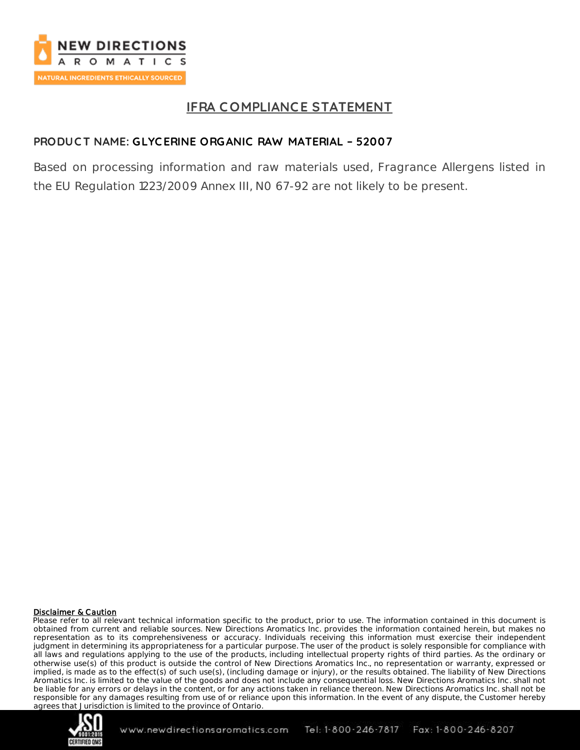# IFRA COMPLIANCE STATEMENT

**PRODUCT NAME: GLYCERINE ORGANIC RAW MATERIAL – 52007**

Based on processing information and raw materials used, Fragrance Allergens listed in the EU Regulation 1223/2009 Annex III, N0 67-92 are not likely to be present.

**Disclaimer & Caution**

Please refer to all relevant technical information specific to the product, prior to use. The information contained in this document is obtained from current and reliable sources. New Directions Aromatics Inc. provides the information contained herein, but makes no representation as to its comprehensiveness or accuracy. Individuals receiving this information must exercise their independent judgment in determining its appropriateness for a particular purpose. The user of the product is solely responsible for compliance with all laws and regulations applying to the use of the products, including intellectual property rights of third parties. As the ordinary or otherwise use(s) of this product is outside the control of New Directions Aromatics Inc., no representation or warranty, expressed or implied, is made as to the effect(s) of such use(s), (including damage or injury), or the results obtained. The liability of New Directions Aromatics Inc. is limited to the value of the goods and does not include any consequential loss. New Directions Aromatics Inc. shall not be liable for any errors or delays in the content, or for any actions taken in reliance thereon. New Directions Aromatics Inc. shall not be responsible for any damages resulting from use of or reliance upon this information. In the event of any dispute, the Customer hereby agrees that Jurisdiction is limited to the province of Ontario.

www.newdirectionsaromatics.com Tel: 1-800-246-7817 Fax: 1-800-246-8207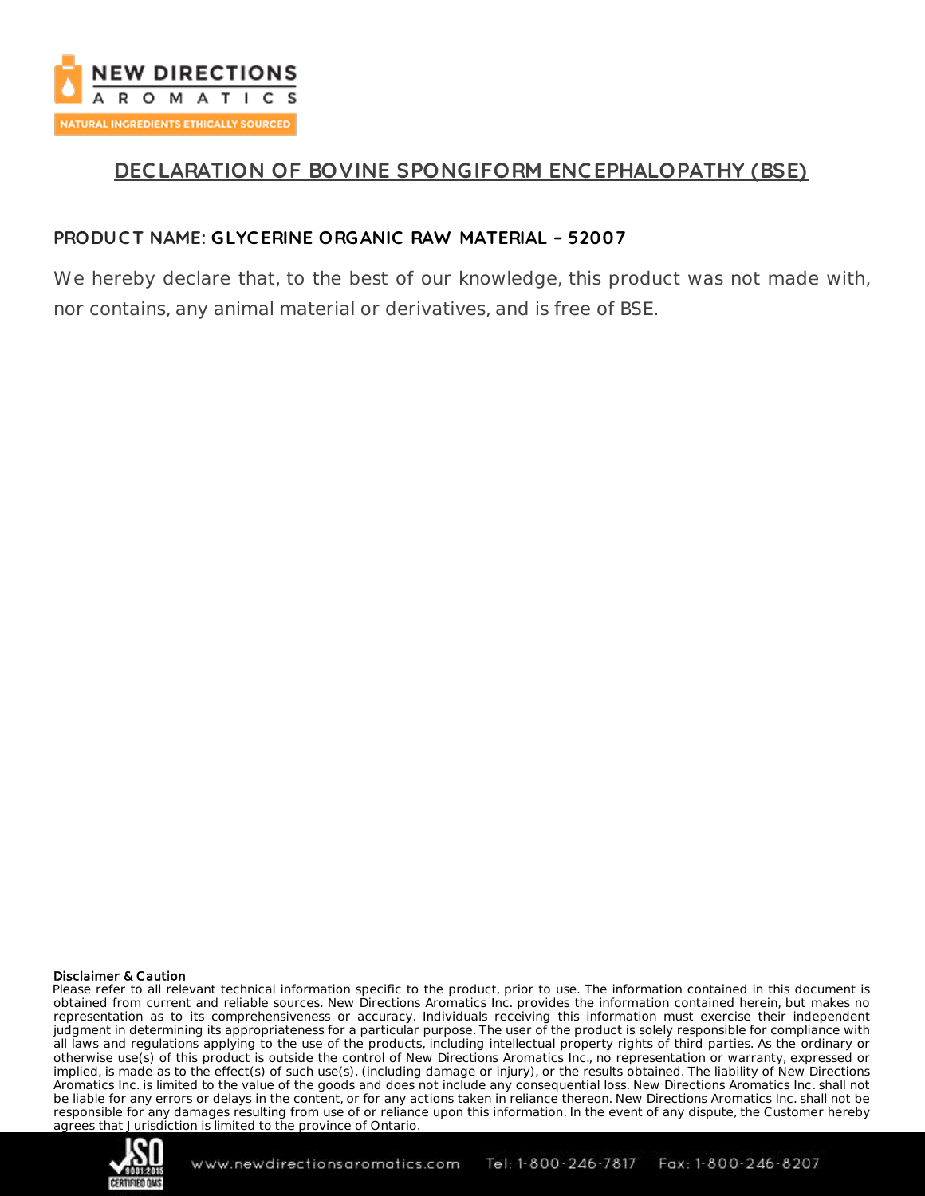# DECLARATION OF BOVINE SPONGIFORM ENCEPHALOPATHY (BSE)

**PRODUCT NAME: GLYCERINE ORGANIC RAW MATERIAL – 52007**

We hereby declare that, to the best of our knowledge, this product was not made with, nor contains, any animal material or derivatives, and is free of BSE.

**Disclaimer & Caution**

Please refer to all relevant technical information specific to the product, prior to use. The information contained in this document is obtained from current and reliable sources. New Directions Aromatics Inc. provides the information contained herein, but makes no representation as to its comprehensiveness or accuracy. Individuals receiving this information must exercise their independent judgment in determining its appropriateness for a particular purpose. The user of the product is solely responsible for compliance with all laws and regulations applying to the use of the products, including intellectual property rights of third parties. As the ordinary or otherwise use(s) of this product is outside the control of New Directions Aromatics Inc., no representation or warranty, expressed or implied, is made as to the effect(s) of such use(s), (including damage or injury), or the results obtained. The liability of New Directions Aromatics Inc. is limited to the value of the goods and does not include any consequential loss. New Directions Aromatics Inc. shall not be liable for any errors or delays in the content, or for any actions taken in reliance thereon. New Directions Aromatics Inc. shall not be responsible for any damages resulting from use of or reliance upon this information. In the event of any dispute, the Customer hereby agrees that Jurisdiction is limited to the province of Ontario.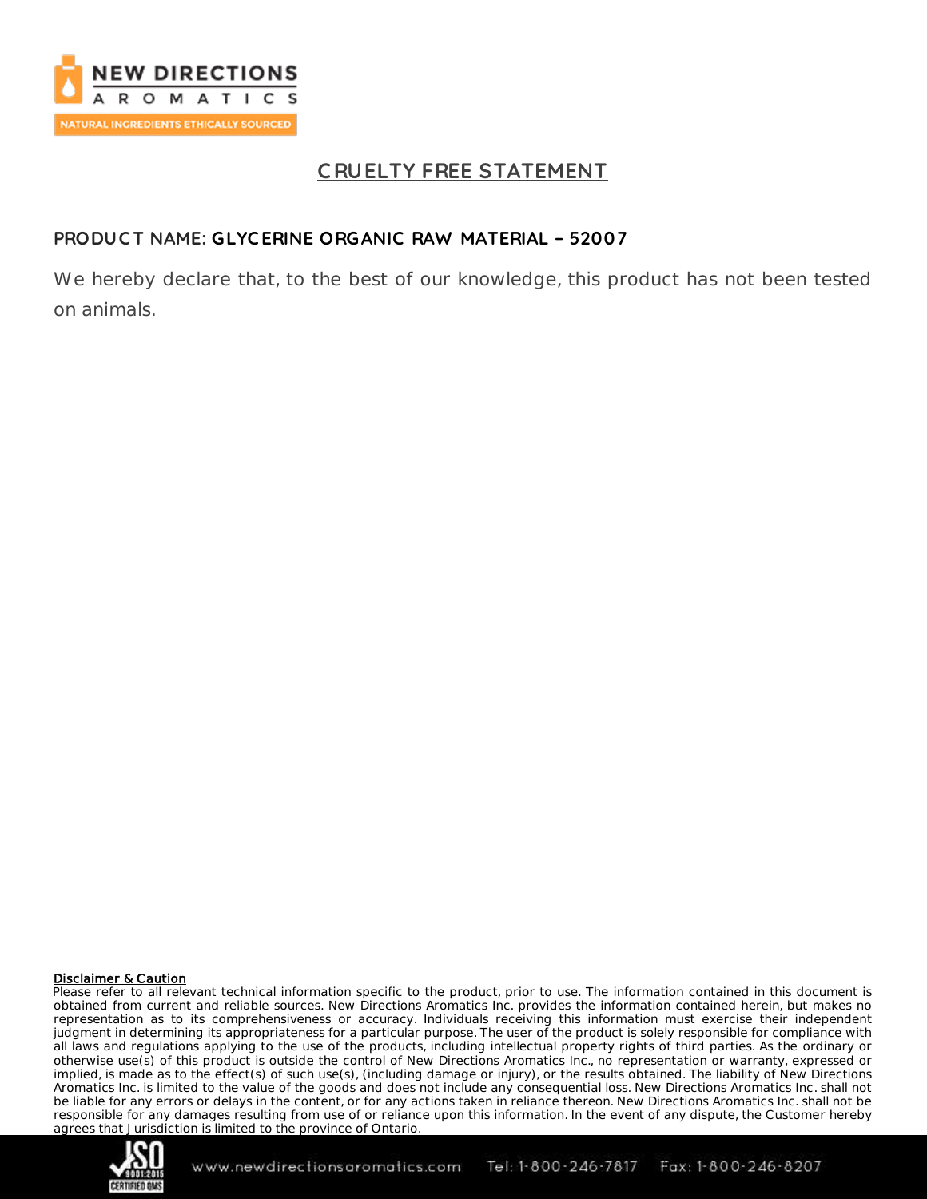# CRUELTY FREE STATEMENT

**PRODUCT NAME: GLYCERINE ORGANIC RAW MATERIAL – 52007**

We hereby declare that, to the best of our knowledge, this product has not been tested on animals.

**Disclaimer & Caution**

Please refer to all relevant technical information specific to the product, prior to use. The information contained in this document is obtained from current and reliable sources. New Directions Aromatics Inc. provides the information contained herein, but makes no representation as to its comprehensiveness or accuracy. Individuals receiving this information must exercise their independent judgment in determining its appropriateness for a particular purpose. The user of the product is solely responsible for compliance with all laws and regulations applying to the use of the products, including intellectual property rights of third parties. As the ordinary or otherwise use(s) of this product is outside the control of New Directions Aromatics Inc., no representation or warranty, expressed or implied, is made as to the effect(s) of such use(s), (including damage or injury), or the results obtained. The liability of New Directions Aromatics Inc. is limited to the value of the goods and does not include any consequential loss. New Directions Aromatics Inc. shall not be liable for any errors or delays in the content, or for any actions taken in reliance thereon. New Directions Aromatics Inc. shall not be responsible for any damages resulting from use of or reliance upon this information. In the event of any dispute, the Customer hereby agrees that Jurisdiction is limited to the province of Ontario.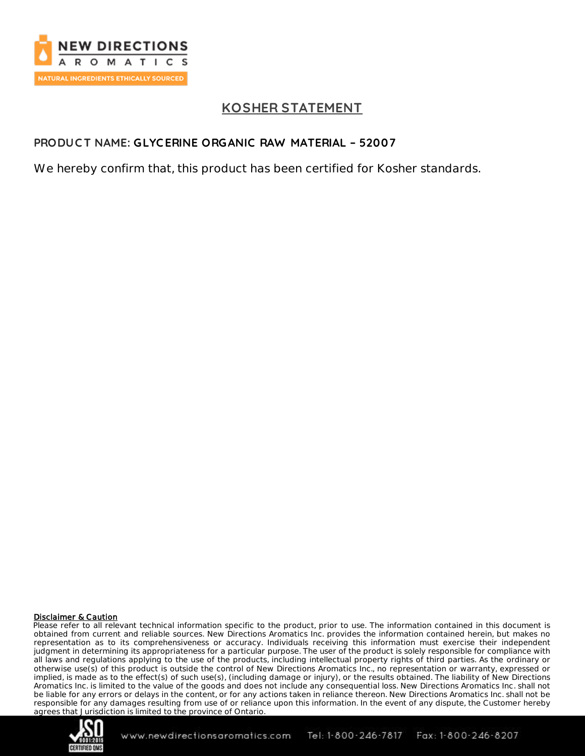NEW DIRECTIONS AROMATICS

NATURAL INGREDIENTS ETHICALLY SOURCED

# KOSHER STATEMENT

**PRODUCT NAME: GLYCERINE ORGANIC RAW MATERIAL – 52007**

We hereby confirm that, this product has been certified for Kosher standards.

**Disclaimer & Caution**

Please refer to all relevant technical information specific to the product, prior to use. The information contained in this document is obtained from current and reliable sources. New Directions Aromatics Inc. provides the information contained herein, but makes no representation as to its comprehensiveness or accuracy. Individuals receiving this information must exercise their independent judgment in determining its appropriateness for a particular purpose. The user of the product is solely responsible for compliance with all laws and regulations applying to the use of the products, including intellectual property rights of third parties. As the ordinary or otherwise use(s) of this product is outside the control of New Directions Aromatics Inc., no representation or warranty, expressed or implied, is made as to the effect(s) of such use(s), (including damage or injury), or the results obtained. The liability of New Directions Aromatics Inc. is limited to the value of the goods and does not include any consequential loss. New Directions Aromatics Inc. shall not be liable for any errors or delays in the content, or for any actions taken in reliance thereon. New Directions Aromatics Inc. shall not be responsible for any damages resulting from use of or reliance upon this information. In the event of any dispute, the Customer hereby agrees that Jurisdiction is limited to the province of Ontario.

www.newdirectionsaromatics.com Tel: 1-800-246-7817 Fax: 1-800-246-8207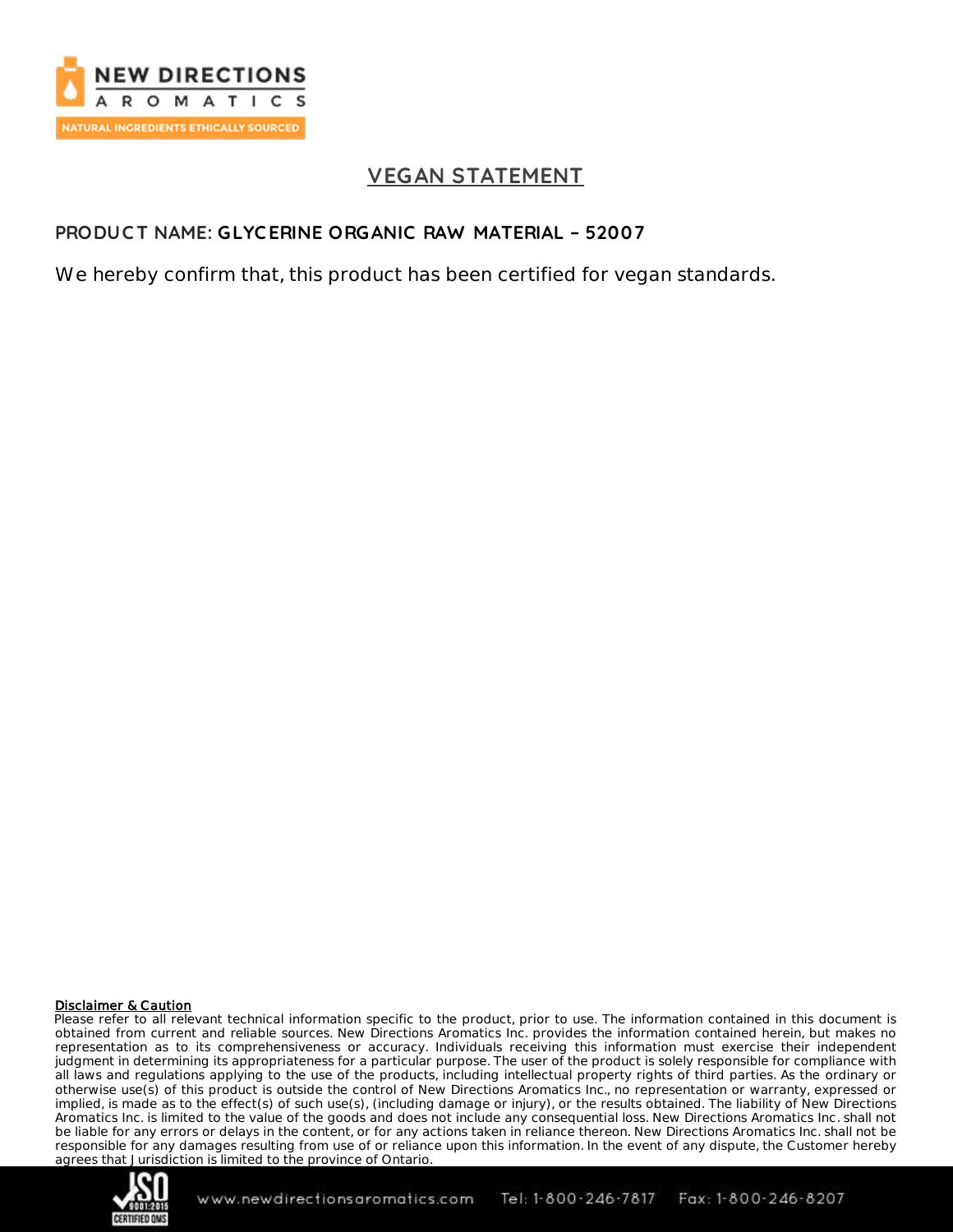NEW DIRECTIONS AROMATICS

NATURAL INGREDIENTS ETHICALLY SOURCED

## VEGAN STATEMENT

**PRODUCT NAME: GLYCERINE ORGANIC RAW MATERIAL – 52007**

We hereby confirm that, this product has been certified for vegan standards.

**Disclaimer & Caution**

Please refer to all relevant technical information specific to the product, prior to use. The information contained in this document is obtained from current and reliable sources. New Directions Aromatics Inc. provides the information contained herein, but makes no representation as to its comprehensiveness or accuracy. Individuals receiving this information must exercise their independent judgment in determining its appropriateness for a particular purpose. The user of the product is solely responsible for compliance with all laws and regulations applying to the use of the products, including intellectual property rights of third parties. As the ordinary or otherwise use(s) of this product is outside the control of New Directions Aromatics Inc., no representation or warranty, expressed or implied, is made as to the effect(s) of such use(s), (including damage or injury), or the results obtained. The liability of New Directions Aromatics Inc. is limited to the value of the goods and does not include any consequential loss. New Directions Aromatics Inc. shall not be liable for any errors or delays in the content, or for any actions taken in reliance thereon. New Directions Aromatics Inc. shall not be responsible for any damages resulting from use of or reliance upon this information. In the event of any dispute, the Customer hereby agrees that Jurisdiction is limited to the province of Ontario.

www.newdirectionsaromatics.com Tel: 1-800-246-7817 Fax: 1-800-246-8207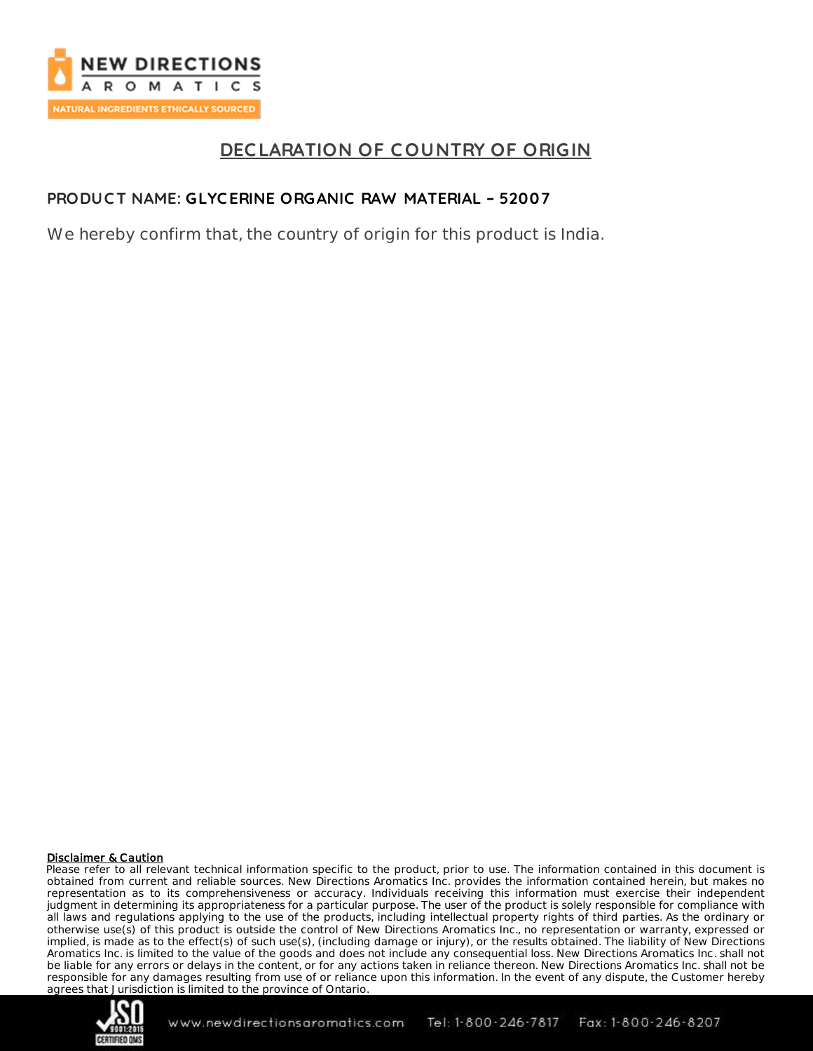# DECLARATION OF COUNTRY OF ORIGIN

**PRODUCT NAME: GLYCERINE ORGANIC RAW MATERIAL – 52007**

We hereby confirm that, the country of origin for this product is India.

**Disclaimer & Caution**

Please refer to all relevant technical information specific to the product, prior to use. The information contained in this document is obtained from current and reliable sources. New Directions Aromatics Inc. provides the information contained herein, but makes no representation as to its comprehensiveness or accuracy. Individuals receiving this information must exercise their independent judgment in determining its appropriateness for a particular purpose. The user of the product is solely responsible for compliance with all laws and regulations applying to the use of the products, including intellectual property rights of third parties. As the ordinary or otherwise use(s) of this product is outside the control of New Directions Aromatics Inc., no representation or warranty, expressed or implied, is made as to the effect(s) of such use(s), (including damage or injury), or the results obtained. The liability of New Directions Aromatics Inc. is limited to the value of the goods and does not include any consequential loss. New Directions Aromatics Inc. shall not be liable for any errors or delays in the content, or for any actions taken in reliance thereon. New Directions Aromatics Inc. shall not be responsible for any damages resulting from use of or reliance upon this information. In the event of any dispute, the Customer hereby agrees that Jurisdiction is limited to the province of Ontario.